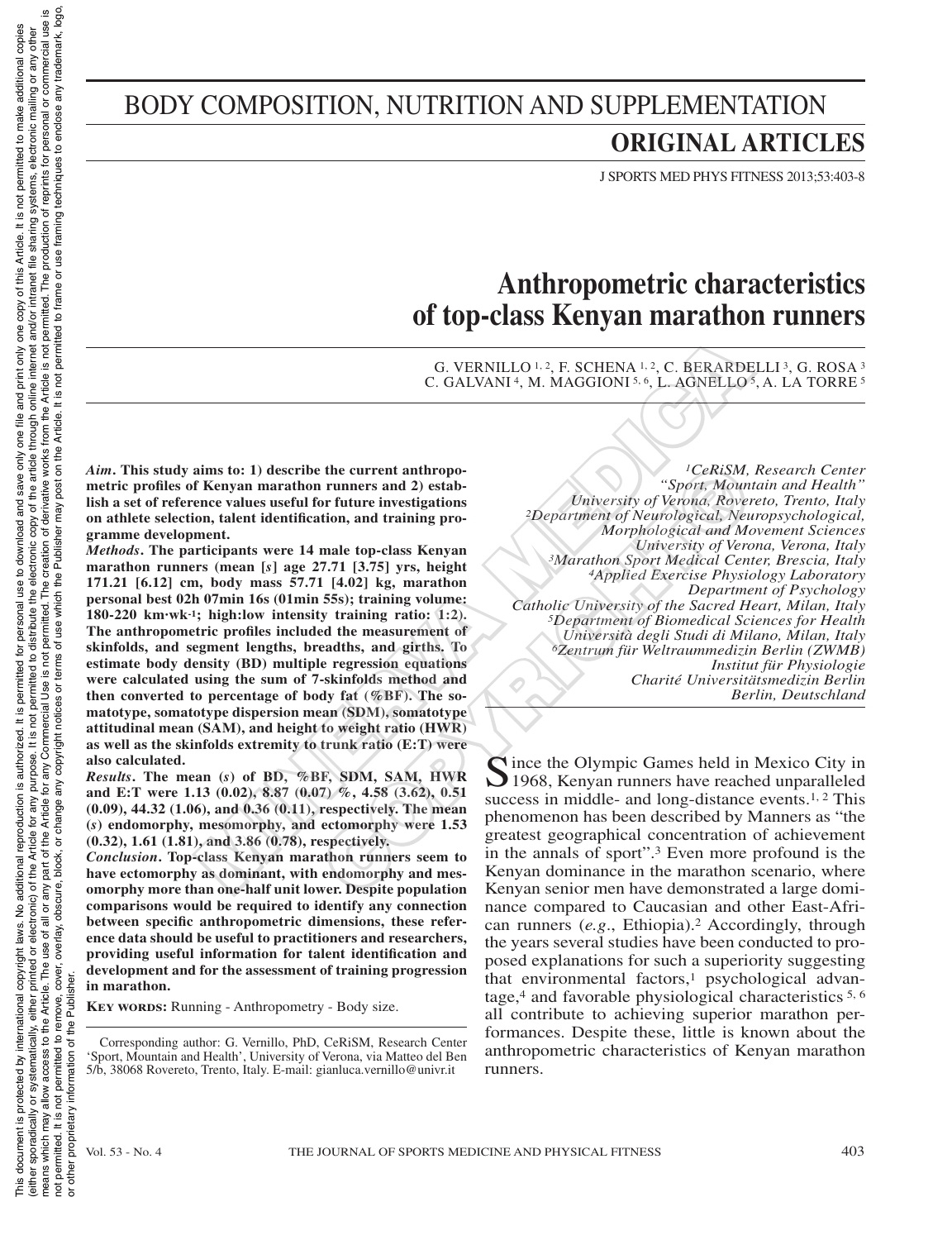# BODY COMPOSITION, NUTRITION AND SUPPLEMENTATION

## ORIGINAL ARTICLES

# Anthropometric characteristics of top-class Kenyan marathon runners

G. VERNILLO [1, 2], F. SCHENA [1, 2], C. BERARDELLI [3], G. ROSA [3]
C. GALVANI [4], M. MAGGIONI [5, 6], L. AGNELLO [5], A. LA TORRE [5]

*[1]CeRiSM, Research Center "Sport, Mountain and Health" University of Verona, Rovereto, Trento, Italy*
*[2]Department of Neurological, Neuropsychological, Morphological and Movement Sciences University of Verona, Verona, Italy*
*[3]Marathon Sport Medical Center, Brescia, Italy*
*[4]Applied Exercise Physiology Laboratory Department of Psychology Catholic University of the Sacred Heart, Milan, Italy*
*[5]Department of Biomedical Sciences for Health Università degli Studi di Milano, Milan, Italy*
*[6]Zentrum für Weltraummedizin Berlin (ZWMB) Institut für Physiologie Charité Universitätsmedizin Berlin Berlin, Deutschland*

***Aim.*** **This study aims to: 1) describe the current anthropometric profiles of Kenyan marathon runners and 2) establish a set of reference values useful for future investigations on athlete selection, talent identification, and training programme development.**

***Methods.*** **The participants were 14 male top-class Kenyan marathon runners (mean [*s*] age 27.71 [3.75] yrs, height 171.21 [6.12] cm, body mass 57.71 [4.02] kg, marathon personal best 02h 07min 16s (01min 55s); training volume: 180-220 km·wk-1; high:low intensity training ratio: 1:2). The anthropometric profiles included the measurement of skinfolds, and segment lengths, breadths, and girths. To estimate body density (BD) multiple regression equations were calculated using the sum of 7-skinfolds method and then converted to percentage of body fat (%BF). The somatotype, somatotype dispersion mean (SDM), somatotype attitudinal mean (SAM), and height to weight ratio (HWR) as well as the skinfolds extremity to trunk ratio (E:T) were also calculated.**

***Results.*** **The mean (*s*) of BD, %BF, SDM, SAM, HWR and E:T were 1.13 (0.02), 8.87 (0.07) %, 4.58 (3.62), 0.51 (0.09), 44.32 (1.06), and 0.36 (0.11), respectively. The mean (*s*) endomorphy, mesomorphy, and ectomorphy were 1.53 (0.32), 1.61 (1.81), and 3.86 (0.78), respectively.**

***Conclusion.*** **Top-class Kenyan marathon runners seem to have ectomorphy as dominant, with endomorphy and mesomorphy more than one-half unit lower. Despite population comparisons would be required to identify any connection between specific anthropometric dimensions, these reference data should be useful to practitioners and researchers, providing useful information for talent identification and development and for the assessment of training progression in marathon.**

**KEY WORDS:** Running - Anthropometry - Body size.

Corresponding author: G. Vernillo, PhD, CeRiSM, Research Center 'Sport, Mountain and Health', University of Verona, via Matteo del Ben 5/b, 38068 Rovereto, Trento, Italy. E-mail: gianluca.vernillo@univr.it

Since the Olympic Games held in Mexico City in 1968, Kenyan runners have reached unparalleled success in middle- and long-distance events.[1, 2] This phenomenon has been described by Manners as "the greatest geographical concentration of achievement in the annals of sport".[3] Even more profound is the Kenyan dominance in the marathon scenario, where Kenyan senior men have demonstrated a large dominance compared to Caucasian and other East-African runners (*e.g.*, Ethiopia).[2] Accordingly, through the years several studies have been conducted to proposed explanations for such a superiority suggesting that environmental factors,[1] psychological advantage,[4] and favorable physiological characteristics [5, 6] all contribute to achieving superior marathon performances. Despite these, little is known about the anthropometric characteristics of Kenyan marathon runners.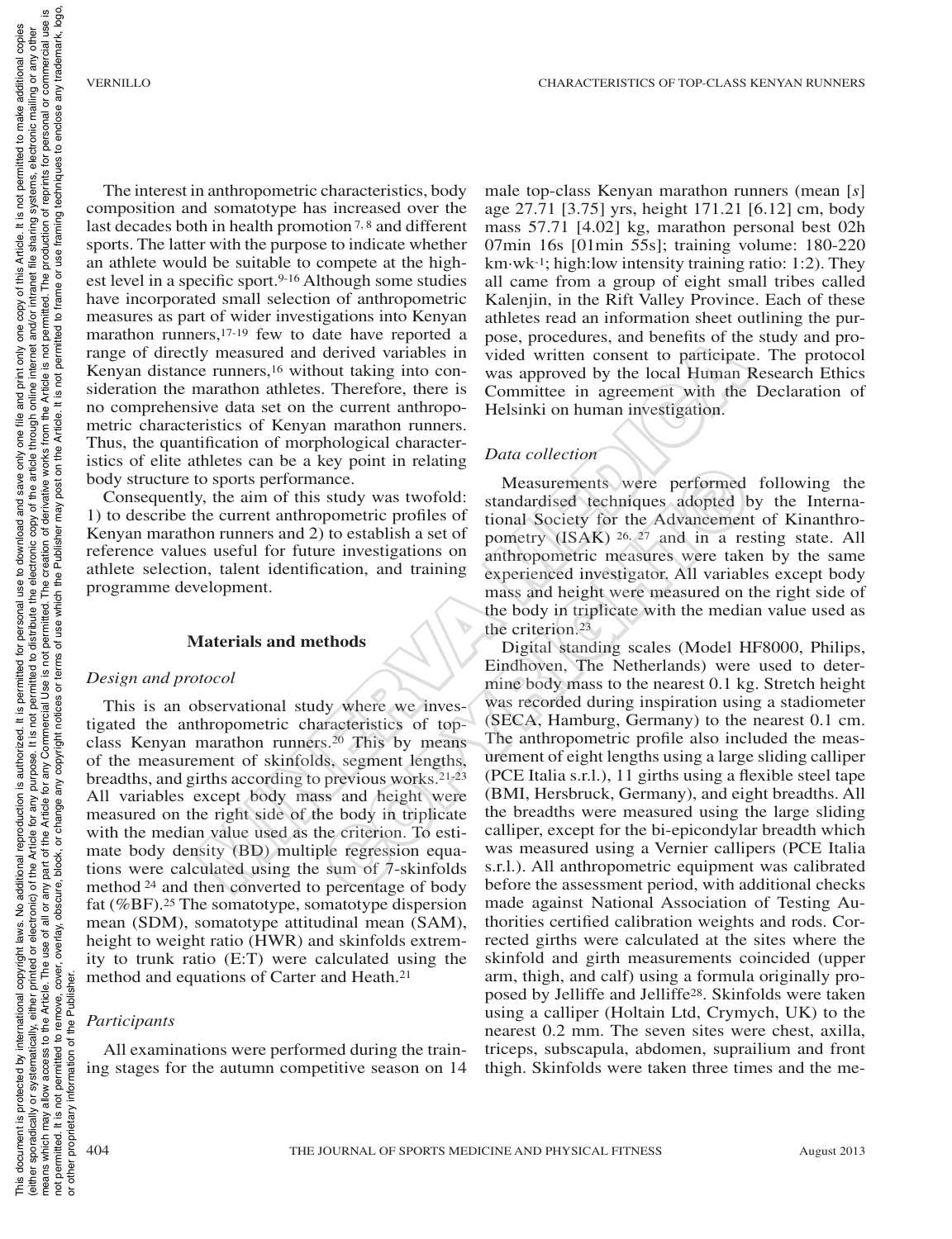The interest in anthropometric characteristics, body composition and somatotype has increased over the last decades both in health promotion [7, 8] and different sports. The latter with the purpose to indicate whether an athlete would be suitable to compete at the highest level in a specific sport.[9-16] Although some studies have incorporated small selection of anthropometric measures as part of wider investigations into Kenyan marathon runners,[17-19] few to date have reported a range of directly measured and derived variables in Kenyan distance runners,[16] without taking into consideration the marathon athletes. Therefore, there is no comprehensive data set on the current anthropometric characteristics of Kenyan marathon runners. Thus, the quantification of morphological characteristics of elite athletes can be a key point in relating body structure to sports performance.

Consequently, the aim of this study was twofold: 1) to describe the current anthropometric profiles of Kenyan marathon runners and 2) to establish a set of reference values useful for future investigations on athlete selection, talent identification, and training programme development.

## Materials and methods

### *Design and protocol*

This is an observational study where we investigated the anthropometric characteristics of top-class Kenyan marathon runners.[20] This by means of the measurement of skinfolds, segment lengths, breadths, and girths according to previous works.[21-23] All variables except body mass and height were measured on the right side of the body in triplicate with the median value used as the criterion. To estimate body density (BD) multiple regression equations were calculated using the sum of 7-skinfolds method [24] and then converted to percentage of body fat (%BF).[25] The somatotype, somatotype dispersion mean (SDM), somatotype attitudinal mean (SAM), height to weight ratio (HWR) and skinfolds extremity to trunk ratio (E:T) were calculated using the method and equations of Carter and Heath.[21]

### *Participants*

All examinations were performed during the training stages for the autumn competitive season on 14 male top-class Kenyan marathon runners (mean [*s*] age 27.71 [3.75] yrs, height 171.21 [6.12] cm, body mass 57.71 [4.02] kg, marathon personal best 02h 07min 16s [01min 55s]; training volume: 180-220 $km \cdot wk^{-1}$; high:low intensity training ratio: 1:2). They all came from a group of eight small tribes called Kalenjin, in the Rift Valley Province. Each of these athletes read an information sheet outlining the purpose, procedures, and benefits of the study and provided written consent to participate. The protocol was approved by the local Human Research Ethics Committee in agreement with the Declaration of Helsinki on human investigation.

### *Data collection*

Measurements were performed following the standardised techniques adopted by the International Society for the Advancement of Kinanthropometry (ISAK) [26, 27] and in a resting state. All anthropometric measures were taken by the same experienced investigator. All variables except body mass and height were measured on the right side of the body in triplicate with the median value used as the criterion.[23]

Digital standing scales (Model HF8000, Philips, Eindhoven, The Netherlands) were used to determine body mass to the nearest 0.1 kg. Stretch height was recorded during inspiration using a stadiometer (SECA, Hamburg, Germany) to the nearest 0.1 cm. The anthropometric profile also included the measurement of eight lengths using a large sliding calliper (PCE Italia s.r.l.), 11 girths using a flexible steel tape (BMI, Hersbruck, Germany), and eight breadths. All the breadths were measured using the large sliding calliper, except for the bi-epicondylar breadth which was measured using a Vernier callipers (PCE Italia s.r.l.). All anthropometric equipment was calibrated before the assessment period, with additional checks made against National Association of Testing Authorities certified calibration weights and rods. Corrected girths were calculated at the sites where the skinfold and girth measurements coincided (upper arm, thigh, and calf) using a formula originally proposed by Jelliffe and Jelliffe[28]. Skinfolds were taken using a calliper (Holtain Ltd, Crymych, UK) to the nearest 0.2 mm. The seven sites were chest, axilla, triceps, subscapula, abdomen, suprailium and front thigh. Skinfolds were taken three times and the me-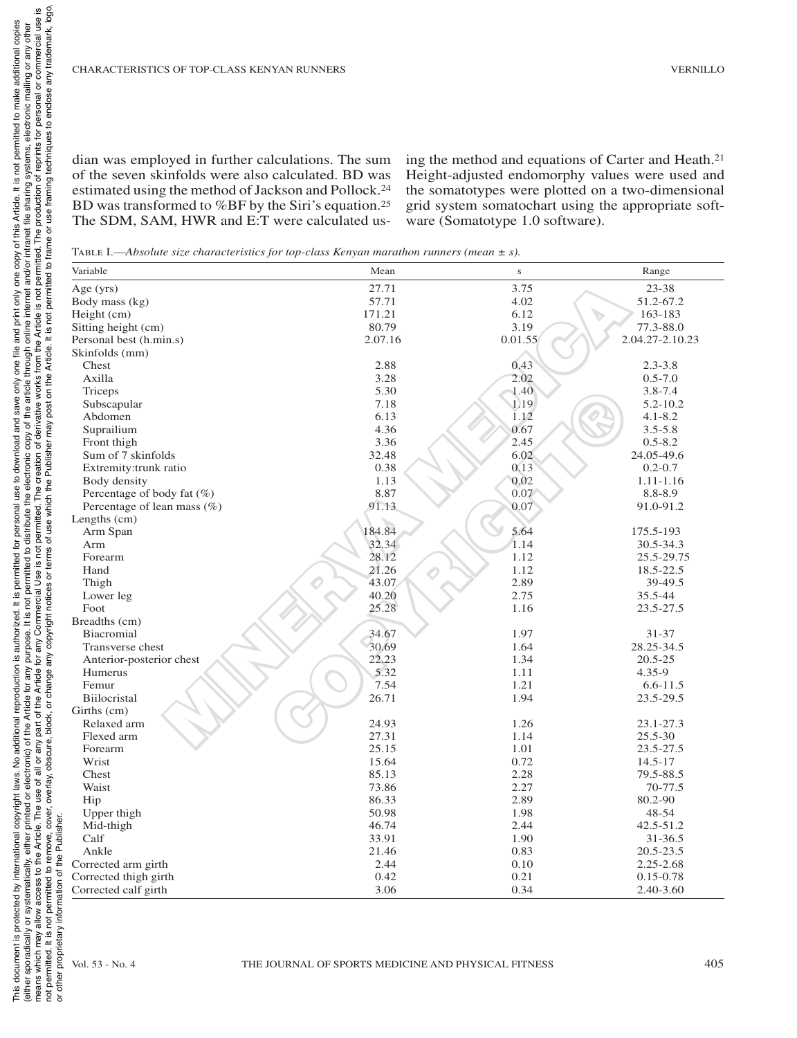dian was employed in further calculations. The sum of the seven skinfolds were also calculated. BD was estimated using the method of Jackson and Pollock.[24] BD was transformed to %BF by the Siri's equation.[25] The SDM, SAM, HWR and E:T were calculated using the method and equations of Carter and Heath.[21] Height-adjusted endomorphy values were used and the somatotypes were plotted on a two-dimensional grid system somatochart using the appropriate software (Somatotype 1.0 software).

TABLE I.—*Absolute size characteristics for top-class Kenyan marathon runners (mean ± s).*

| Variable | Mean | s | Range |
|---|---|---|---|
| Age (yrs) | 27.71 | 3.75 | 23-38 |
| Body mass (kg) | 57.71 | 4.02 | 51.2-67.2 |
| Height (cm) | 171.21 | 6.12 | 163-183 |
| Sitting height (cm) | 80.79 | 3.19 | 77.3-88.0 |
| Personal best (h.min.s) | 2.07.16 | 0.01.55 | 2.04.27-2.10.23 |
| Skinfolds (mm) | | | |
| Chest | 2.88 | 0.43 | 2.3-3.8 |
| Axilla | 3.28 | 2.02 | 0.5-7.0 |
| Triceps | 5.30 | 1.40 | 3.8-7.4 |
| Subscapular | 7.18 | 1.19 | 5.2-10.2 |
| Abdomen | 6.13 | 1.12 | 4.1-8.2 |
| Suprailium | 4.36 | 0.67 | 3.5-5.8 |
| Front thigh | 3.36 | 2.45 | 0.5-8.2 |
| Sum of 7 skinfolds | 32.48 | 6.02 | 24.05-49.6 |
| Extremity:trunk ratio | 0.38 | 0.13 | 0.2-0.7 |
| Body density | 1.13 | 0.02 | 1.11-1.16 |
| Percentage of body fat (%) | 8.87 | 0.07 | 8.8-8.9 |
| Percentage of lean mass (%) | 91.13 | 0.07 | 91.0-91.2 |
| Lengths (cm) | | | |
| Arm Span | 184.84 | 5.64 | 175.5-193 |
| Arm | 32.34 | 1.14 | 30.5-34.3 |
| Forearm | 28.12 | 1.12 | 25.5-29.75 |
| Hand | 21.26 | 1.12 | 18.5-22.5 |
| Thigh | 43.07 | 2.89 | 39-49.5 |
| Lower leg | 40.20 | 2.75 | 35.5-44 |
| Foot | 25.28 | 1.16 | 23.5-27.5 |
| Breadths (cm) | | | |
| Biacromial | 34.67 | 1.97 | 31-37 |
| Transverse chest | 30.69 | 1.64 | 28.25-34.5 |
| Anterior-posterior chest | 22.23 | 1.34 | 20.5-25 |
| Humerus | 5.32 | 1.11 | 4.35-9 |
| Femur | 7.54 | 1.21 | 6.6-11.5 |
| Biilocristal | 26.71 | 1.94 | 23.5-29.5 |
| Girths (cm) | | | |
| Relaxed arm | 24.93 | 1.26 | 23.1-27.3 |
| Flexed arm | 27.31 | 1.14 | 25.5-30 |
| Forearm | 25.15 | 1.01 | 23.5-27.5 |
| Wrist | 15.64 | 0.72 | 14.5-17 |
| Chest | 85.13 | 2.28 | 79.5-88.5 |
| Waist | 73.86 | 2.27 | 70-77.5 |
| Hip | 86.33 | 2.89 | 80.2-90 |
| Upper thigh | 50.98 | 1.98 | 48-54 |
| Mid-thigh | 46.74 | 2.44 | 42.5-51.2 |
| Calf | 33.91 | 1.90 | 31-36.5 |
| Ankle | 21.46 | 0.83 | 20.5-23.5 |
| Corrected arm girth | 2.44 | 0.10 | 2.25-2.68 |
| Corrected thigh girth | 0.42 | 0.21 | 0.15-0.78 |
| Corrected calf girth | 3.06 | 0.34 | 2.40-3.60 |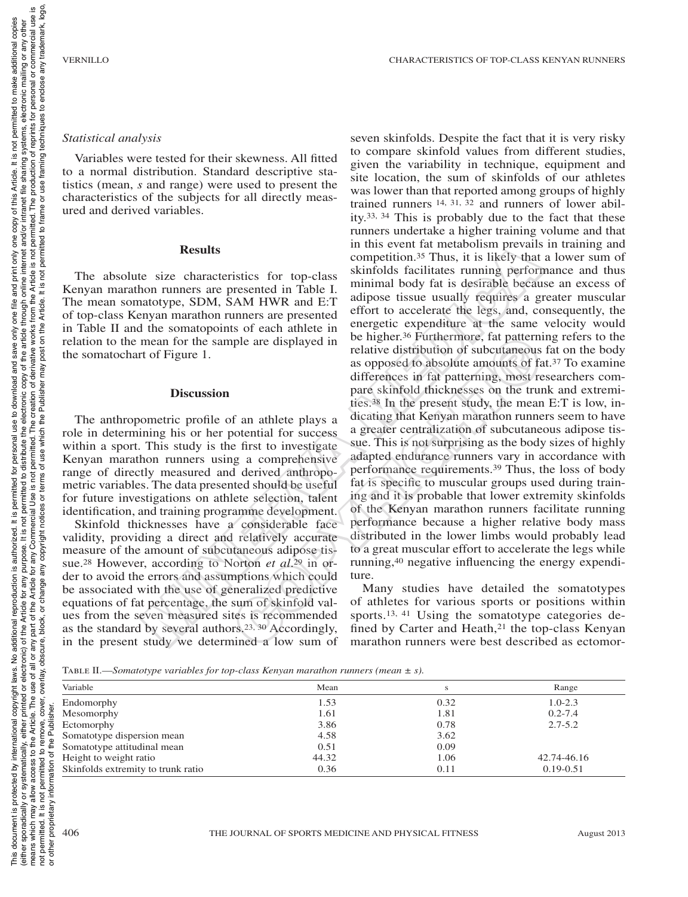### Statistical analysis

Variables were tested for their skewness. All fitted to a normal distribution. Standard descriptive statistics (mean, *s* and range) were used to present the characteristics of the subjects for all directly measured and derived variables.

## Results

The absolute size characteristics for top-class Kenyan marathon runners are presented in Table I. The mean somatotype, SDM, SAM HWR and E:T of top-class Kenyan marathon runners are presented in Table II and the somatopoints of each athlete in relation to the mean for the sample are displayed in the somatochart of Figure 1.

## Discussion

The anthropometric profile of an athlete plays a role in determining his or her potential for success within a sport. This study is the first to investigate Kenyan marathon runners using a comprehensive range of directly measured and derived anthropometric variables. The data presented should be useful for future investigations on athlete selection, talent identification, and training programme development.

Skinfold thicknesses have a considerable face validity, providing a direct and relatively accurate measure of the amount of subcutaneous adipose tissue.[28] However, according to Norton *et al.*[29] in order to avoid the errors and assumptions which could be associated with the use of generalized predictive equations of fat percentage, the sum of skinfold values from the seven measured sites is recommended as the standard by several authors.[23, 30] Accordingly, in the present study we determined a low sum of seven skinfolds. Despite the fact that it is very risky to compare skinfold values from different studies, given the variability in technique, equipment and site location, the sum of skinfolds of our athletes was lower than that reported among groups of highly trained runners [14, 31, 32] and runners of lower ability.[33, 34] This is probably due to the fact that these runners undertake a higher training volume and that in this event fat metabolism prevails in training and competition.[35] Thus, it is likely that a lower sum of skinfolds facilitates running performance and thus minimal body fat is desirable because an excess of adipose tissue usually requires a greater muscular effort to accelerate the legs, and, consequently, the energetic expenditure at the same velocity would be higher.[36] Furthermore, fat patterning refers to the relative distribution of subcutaneous fat on the body as opposed to absolute amounts of fat.[37] To examine differences in fat patterning, most researchers compare skinfold thicknesses on the trunk and extremities.[38] In the present study, the mean E:T is low, indicating that Kenyan marathon runners seem to have a greater centralization of subcutaneous adipose tissue. This is not surprising as the body sizes of highly adapted endurance runners vary in accordance with performance requirements.[39] Thus, the loss of body fat is specific to muscular groups used during training and it is probable that lower extremity skinfolds of the Kenyan marathon runners facilitate running performance because a higher relative body mass distributed in the lower limbs would probably lead to a great muscular effort to accelerate the legs while running,[40] negative influencing the energy expenditure.

Many studies have detailed the somatotypes of athletes for various sports or positions within sports.[13, 41] Using the somatotype categories defined by Carter and Heath,[21] the top-class Kenyan marathon runners were best described as ectomor-

Table II.—*Somatotype variables for top-class Kenyan marathon runners (mean ± s).*

| Variable | Mean | s | Range |
|---|---|---|---|
| Endomorphy | 1.53 | 0.32 | 1.0-2.3 |
| Mesomorphy | 1.61 | 1.81 | 0.2-7.4 |
| Ectomorphy | 3.86 | 0.78 | 2.7-5.2 |
| Somatotype dispersion mean | 4.58 | 3.62 | |
| Somatotype attitudinal mean | 0.51 | 0.09 | |
| Height to weight ratio | 44.32 | 1.06 | 42.74-46.16 |
| Skinfolds extremity to trunk ratio | 0.36 | 0.11 | 0.19-0.51 |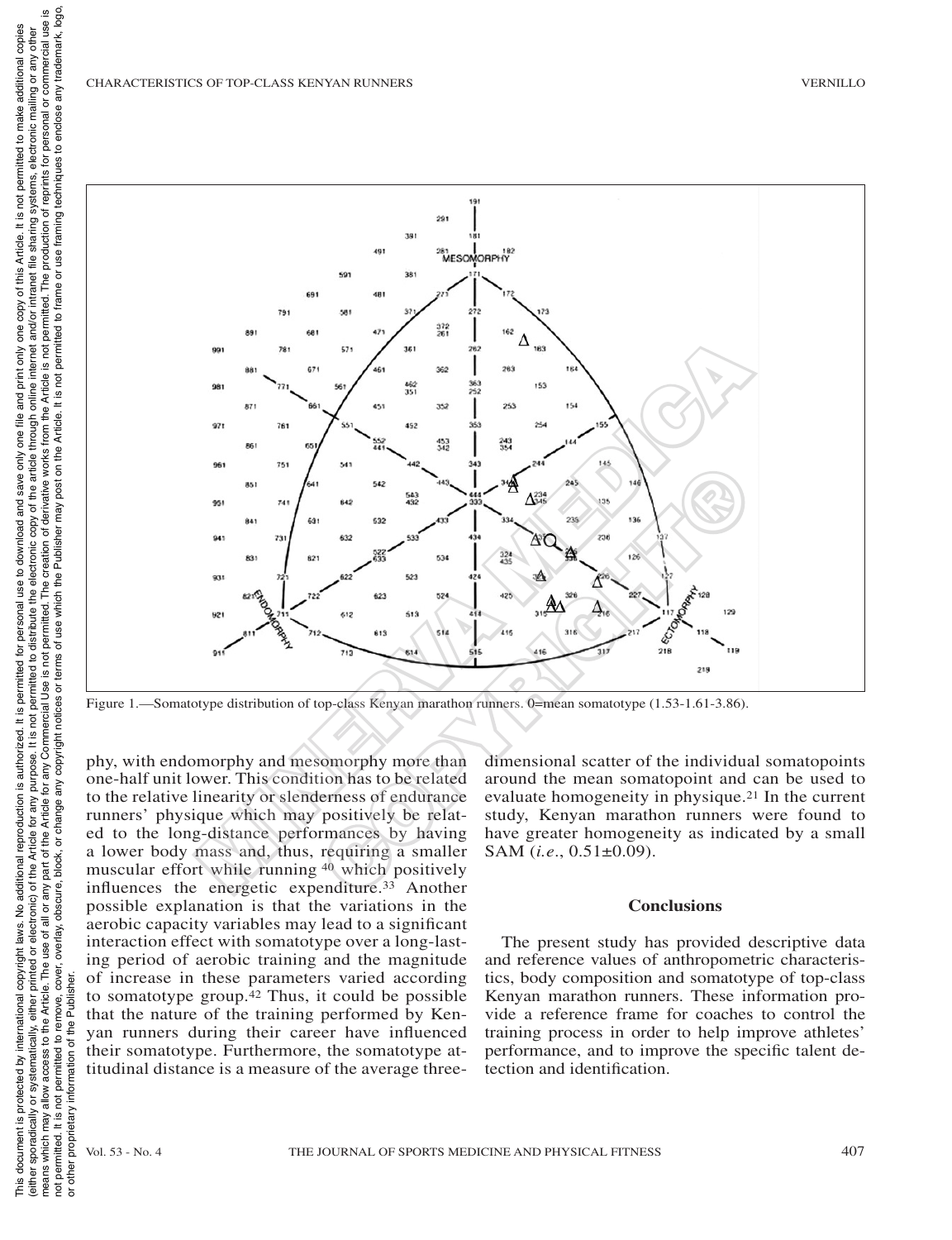Figure 1.—Somatotype distribution of top-class Kenyan marathon runners. 0=mean somatotype (1.53-1.61-3.86).

phy, with endomorphy and mesomorphy more than one-half unit lower. This condition has to be related to the relative linearity or slenderness of endurance runners' physique which may positively be related to the long-distance performances by having a lower body mass and, thus, requiring a smaller muscular effort while running [40] which positively influences the energetic expenditure.[33] Another possible explanation is that the variations in the aerobic capacity variables may lead to a significant interaction effect with somatotype over a long-lasting period of aerobic training and the magnitude of increase in these parameters varied according to somatotype group.[42] Thus, it could be possible that the nature of the training performed by Kenyan runners during their career have influenced their somatotype. Furthermore, the somatotype attitudinal distance is a measure of the average three-dimensional scatter of the individual somatopoints around the mean somatopoint and can be used to evaluate homogeneity in physique.[21] In the current study, Kenyan marathon runners were found to have greater homogeneity as indicated by a small SAM (*i.e.*, 0.51±0.09).

## Conclusions

The present study has provided descriptive data and reference values of anthropometric characteristics, body composition and somatotype of top-class Kenyan marathon runners. These information provide a reference frame for coaches to control the training process in order to help improve athletes' performance, and to improve the specific talent detection and identification.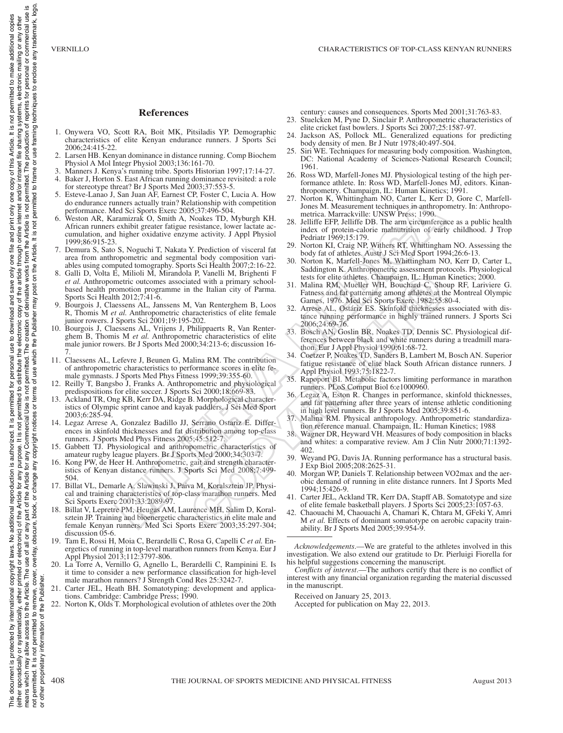## References

1. Onywera VO, Scott RA, Boit MK, Pitsiladis YP. Demographic characteristics of elite Kenyan endurance runners. J Sports Sci 2006;24:415-22.
2. Larsen HB. Kenyan dominance in distance running. Comp Biochem Physiol A Mol Integr Physiol 2003;136:161-70.
3. Manners J. Kenya's running tribe. Sports Historian 1997;17:14-27.
4. Baker J, Horton S. East African running dominance revisited: a role for stereotype threat? Br J Sports Med 2003;37:553-5.
5. Esteve-Lanao J, San Juan AF, Earnest CP, Foster C, Lucia A. How do endurance runners actually train? Relationship with competition performance. Med Sci Sports Exerc 2005;37:496-504.
6. Weston AR, Karamizrak O, Smith A, Noakes TD, Myburgh KH. African runners exhibit greater fatigue resistance, lower lactate accumulation, and higher oxidative enzyme activity. J Appl Physiol 1999;86:915-23.
7. Demura S, Sato S, Noguchi T, Nakata Y. Prediction of visceral fat area from anthropometric and segmental body composition variables using computed tomography. Sports Sci Health 2007;2:16-22.
8. Galli D, Volta E, Milioli M, Mirandola P, Vanelli M, Brighenti F *et al.* Anthropometric outcomes associated with a primary school-based health promotion programme in the Italian city of Parma. Sports Sci Health 2012;7:41-6.
9. Bourgois J, Claessens AL, Janssens M, Van Renterghem B, Loos R, Thomis M *et al.* Anthropometric characteristics of elite female junior rowers. J Sports Sci 2001;19:195-202.
10. Bourgois J, Claessens AL, Vrijens J, Philippaerts R, Van Renterghem B, Thomis M *et al.* Anthropometric characteristics of elite male junior rowers. Br J Sports Med 2000;34:213-6; discussion 16-7.
11. Claessens AL, Lefevre J, Beunen G, Malina RM. The contribution of anthropometric characteristics to performance scores in elite female gymnasts. J Sports Med Phys Fitness 1999;39:355-60.
12. Reilly T, Bangsbo J, Franks A. Anthropometric and physiological predispositions for elite soccer. J Sports Sci 2000;18:669-83.
13. Ackland TR, Ong KB, Kerr DA, Ridge B. Morphological characteristics of Olympic sprint canoe and kayak paddlers. J Sci Med Sport 2003;6:285-94.
14. Legaz Arrese A, Gonzalez Badillo JJ, Serrano Ostariz E. Differences in skinfold thicknesses and fat distribution among top-class runners. J Sports Med Phys Fitness 2005;45:512-7.
15. Gabbett TJ. Physiological and anthropometric characteristics of amateur rugby league players. Br J Sports Med 2000;34:303-7.
16. Kong PW, de Heer H. Anthropometric, gait and strength characteristics of Kenyan distance runners. J Sports Sci Med 2008;7:499-504.
17. Billat VL, Demarle A, Slawinski J, Paiva M, Koralsztein JP. Physical and training characteristics of top-class marathon runners. Med Sci Sports Exerc 2001;33:2089-97.
18. Billat V, Lepretre PM, Heugas AM, Laurence MH, Salim D, Koralsztein JP. Training and bioenergetic characteristics in elite male and female Kenyan runners. Med Sci Sports Exerc 2003;35:297-304; discussion 05-6.
19. Tam E, Rossi H, Moia C, Berardelli C, Rosa G, Capelli C *et al.* Energetics of running in top-level marathon runners from Kenya. Eur J Appl Physiol 2013;112:3797-806.
20. La Torre A, Vernillo G, Agnello L, Berardelli C, Rampinini E. Is it time to consider a new performance classification for high-level male marathon runners? J Strength Cond Res 25:3242-7.
21. Carter JEL, Heath BH. Somatotyping: development and applications. Cambridge: Cambridge Press; 1990.
22. Norton K, Olds T. Morphological evolution of athletes over the 20th century: causes and consequences. Sports Med 2001;31:763-83.
23. Stuelcken M, Pyne D, Sinclair P. Anthropometric characteristics of elite cricket fast bowlers. J Sports Sci 2007;25:1587-97.
24. Jackson AS, Pollock ML. Generalized equations for predicting body density of men. Br J Nutr 1978;40:497-504.
25. Siri WE. Techniques for measuring body composition. Washington, DC: National Academy of Sciences-National Research Council; 1961.
26. Ross WD, Marfell-Jones MJ. Physiological testing of the high performance athlete. In: Ross WD, Marfell-Jones MJ, editors. Kinanthropometry. Champaign, IL: Human Kinetics; 1991.
27. Norton K, Whittingham NO, Carter L, Kerr D, Gore C, Marfell-Jones M. Measurement techniques in anthropometry. In: Anthropometrica. Marrackville: UNSW Press; 1990.
28. Jelliffe EFP, Jelliffe DB. The arm circumference as a public health index of protein-calorie malnutrition of early childhood. J Trop Pedriatr 1969;15:179.
29. Norton KI, Craig NP, Withers RT, Whittingham NO. Assessing the body fat of athletes. Austr J Sci Med Sport 1994;26:6-13.
30. Norton K, Marfell-Jones M, Whittingham NO, Kerr D, Carter L, Saddington K. Anthropometric assessment protocols. Physiological tests for elite athletes. Champaign, IL: Human Kinetics; 2000.
31. Malina RM, Mueller WH, Bouchard C, Shoup RF, Lariviere G. Fatness and fat patterning among athletes at the Montreal Olympic Games, 1976. Med Sci Sports Exerc 1982;55:80-4.
32. Arrese AL, Ostáriz ES. Skinfold thicknesses associated with distance running performance in highly trained runners. J Sports Sci 2006;24:69-76.
33. Bosch AN, Goslin BR, Noakes TD, Dennis SC. Physiological differences between black and white runners during a treadmill marathon. Eur J Appl Physiol 1990;61:68-72.
34. Coetzer P, Noakes TD, Sanders B, Lambert M, Bosch AN. Superior fatigue resistance of elite black South African distance runners. J Appl Physiol 1993;75:1822-7.
35. Rapoport BI. Metabolic factors limiting performance in marathon runners. PLoS Comput Biol 6:e1000960.
36. Legaz A, Eston R. Changes in performance, skinfold thicknesses, and fat patterning after three years of intense athletic conditioning in high level runners. Br J Sports Med 2005;39:851-6.
37. Malina RM. Physical anthropology. Anthropometric standardization reference manual. Champaign, IL: Human Kinetics; 1988
38. Wagner DR, Heyward VH. Measures of body composition in blacks and whites: a comparative review. Am J Clin Nutr 2000;71:1392-402.
39. Weyand PG, Davis JA. Running performance has a structural basis. J Exp Biol 2005;208:2625-31.
40. Morgan WP, Daniels T. Relationship between VO2max and the aerobic demand of running in elite distance runners. Int J Sports Med 1994;15:426-9.
41. Carter JEL, Ackland TR, Kerr DA, Stapff AB. Somatotype and size of elite female basketball players. J Sports Sci 2005;23:1057-63.
42. Chaouachi M, Chaouachi A, Chamari K, Chtara M, GFeki Y, Amri M *et al.* Effects of dominant somatotype on aerobic capacity trainability. Br J Sports Med 2005;39:954-9.

*Acknowledgements*.—We are grateful to the athletes involved in this investigation. We also extend our gratitude to Dr. Pierluigi Fiorella for his helpful suggestions concerning the manuscript.

*Conflicts of interest*.—The authors certify that there is no conflict of interest with any financial organization regarding the material discussed in the manuscript.

Received on January 25, 2013.
Accepted for publication on May 22, 2013.